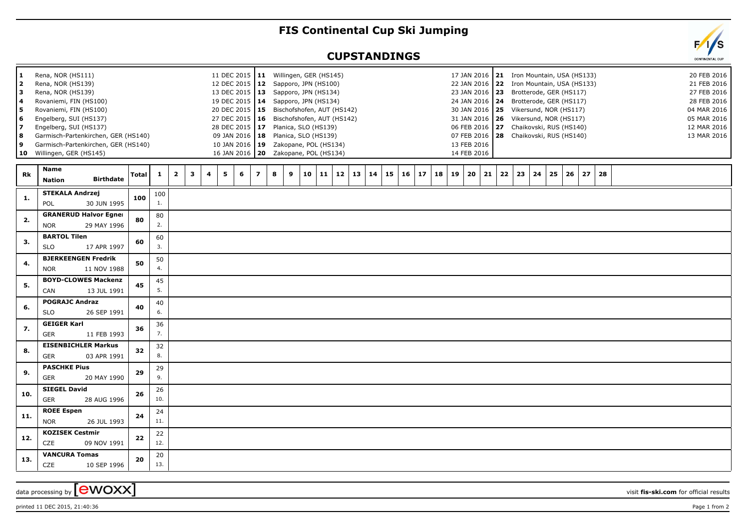# FIS Continental Cup Ski Jumping

## CUPSTANDINGS

| # | Venue | Date | # | Venue | Date | # | Venue | Date |
|---|---|---|---|---|---|---|---|---|
| 1 | Rena, NOR (HS111) | 11 DEC 2015 | 11 | Willingen, GER (HS145) | 17 JAN 2016 | 21 | Iron Mountain, USA (HS133) | 20 FEB 2016 |
| 2 | Rena, NOR (HS139) | 12 DEC 2015 | 12 | Sapporo, JPN (HS100) | 22 JAN 2016 | 22 | Iron Mountain, USA (HS133) | 21 FEB 2016 |
| 3 | Rena, NOR (HS139) | 13 DEC 2015 | 13 | Sapporo, JPN (HS134) | 23 JAN 2016 | 23 | Brotterode, GER (HS117) | 27 FEB 2016 |
| 4 | Rovaniemi, FIN (HS100) | 19 DEC 2015 | 14 | Sapporo, JPN (HS134) | 24 JAN 2016 | 24 | Brotterode, GER (HS117) | 28 FEB 2016 |
| 5 | Rovaniemi, FIN (HS100) | 20 DEC 2015 | 15 | Bischofshofen, AUT (HS142) | 30 JAN 2016 | 25 | Vikersund, NOR (HS117) | 04 MAR 2016 |
| 6 | Engelberg, SUI (HS137) | 27 DEC 2015 | 16 | Bischofshofen, AUT (HS142) | 31 JAN 2016 | 26 | Vikersund, NOR (HS117) | 05 MAR 2016 |
| 7 | Engelberg, SUI (HS137) | 28 DEC 2015 | 17 | Planica, SLO (HS139) | 06 FEB 2016 | 27 | Chaikovski, RUS (HS140) | 12 MAR 2016 |
| 8 | Garmisch-Partenkirchen, GER (HS140) | 09 JAN 2016 | 18 | Planica, SLO (HS139) | 07 FEB 2016 | 28 | Chaikovski, RUS (HS140) | 13 MAR 2016 |
| 9 | Garmisch-Partenkirchen, GER (HS140) | 10 JAN 2016 | 19 | Zakopane, POL (HS134) | 13 FEB 2016 | | | |
| 10 | Willingen, GER (HS145) | 16 JAN 2016 | 20 | Zakopane, POL (HS134) | 14 FEB 2016 | | | |

| Rk | Name / Nation / Birthdate | Total | 1 | 2 | 3 | 4 | 5 | 6 | 7 | 8 | 9 | 10 | 11 | 12 | 13 | 14 | 15 | 16 | 17 | 18 | 19 | 20 | 21 | 22 | 23 | 24 | 25 | 26 | 27 | 28 |
|---|---|---|---|---|---|---|---|---|---|---|---|---|---|---|---|---|---|---|---|---|---|---|---|---|---|---|---|---|---|---|
| 1. | **STEKALA Andrzej** POL 30 JUN 1995 | 100 | 100 1. | | | | | | | | | | | | | | | | | | | | | | | | | | | |
| 2. | **GRANERUD Halvor Egner** NOR 29 MAY 1996 | 80 | 80 2. | | | | | | | | | | | | | | | | | | | | | | | | | | | |
| 3. | **BARTOL Tilen** SLO 17 APR 1997 | 60 | 60 3. | | | | | | | | | | | | | | | | | | | | | | | | | | | |
| 4. | **BJERKEENGEN Fredrik** NOR 11 NOV 1988 | 50 | 50 4. | | | | | | | | | | | | | | | | | | | | | | | | | | | |
| 5. | **BOYD-CLOWES Mackenz** CAN 13 JUL 1991 | 45 | 45 5. | | | | | | | | | | | | | | | | | | | | | | | | | | | |
| 6. | **POGRAJC Andraz** SLO 26 SEP 1991 | 40 | 40 6. | | | | | | | | | | | | | | | | | | | | | | | | | | | |
| 7. | **GEIGER Karl** GER 11 FEB 1993 | 36 | 36 7. | | | | | | | | | | | | | | | | | | | | | | | | | | | |
| 8. | **EISENBICHLER Markus** GER 03 APR 1991 | 32 | 32 8. | | | | | | | | | | | | | | | | | | | | | | | | | | | |
| 9. | **PASCHKE Pius** GER 20 MAY 1990 | 29 | 29 9. | | | | | | | | | | | | | | | | | | | | | | | | | | | |
| 10. | **SIEGEL David** GER 28 AUG 1996 | 26 | 26 10. | | | | | | | | | | | | | | | | | | | | | | | | | | | |
| 11. | **ROEE Espen** NOR 26 JUL 1993 | 24 | 24 11. | | | | | | | | | | | | | | | | | | | | | | | | | | | |
| 12. | **KOZISEK Cestmir** CZE 09 NOV 1991 | 22 | 22 12. | | | | | | | | | | | | | | | | | | | | | | | | | | | |
| 13. | **VANCURA Tomas** CZE 10 SEP 1996 | 20 | 20 13. | | | | | | | | | | | | | | | | | | | | | | | | | | | |

data processing by ewoxx

visit **fis-ski.com** for official results

printed 11 DEC 2015, 21:40:36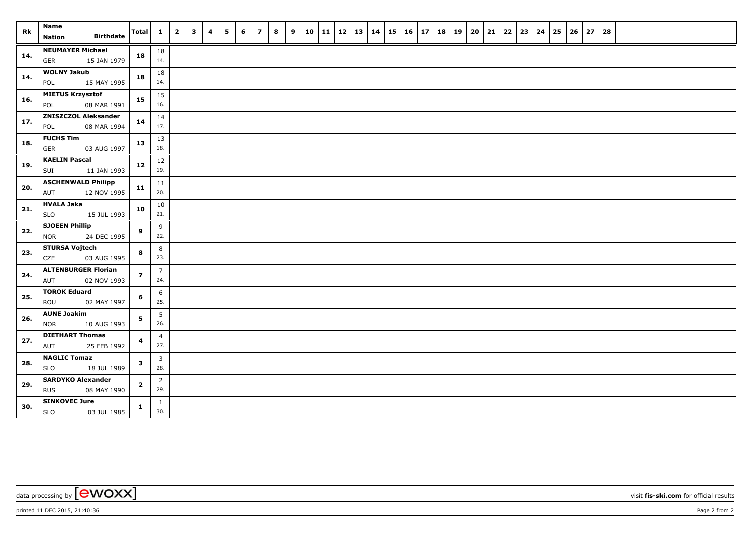| Rk | Name<br>Nation Birthdate | Total | 1 | 2 | 3 | 4 | 5 | 6 | 7 | 8 | 9 | 10 | 11 | 12 | 13 | 14 | 15 | 16 | 17 | 18 | 19 | 20 | 21 | 22 | 23 | 24 | 25 | 26 | 27 | 28 |
|---|---|---|---|---|---|---|---|---|---|---|---|---|---|---|---|---|---|---|---|---|---|---|---|---|---|---|---|---|---|---|
| 14. | NEUMAYER Michael<br>GER 15 JAN 1979 | 18 | 18<br>14. | | | | | | | | | | | | | | | | | | | | | | | | | | | |
| 14. | WOLNY Jakub<br>POL 15 MAY 1995 | 18 | 18<br>14. | | | | | | | | | | | | | | | | | | | | | | | | | | | |
| 16. | MIETUS Krzysztof<br>POL 08 MAR 1991 | 15 | 15<br>16. | | | | | | | | | | | | | | | | | | | | | | | | | | | |
| 17. | ZNISZCZOL Aleksander<br>POL 08 MAR 1994 | 14 | 14<br>17. | | | | | | | | | | | | | | | | | | | | | | | | | | | |
| 18. | FUCHS Tim<br>GER 03 AUG 1997 | 13 | 13<br>18. | | | | | | | | | | | | | | | | | | | | | | | | | | | |
| 19. | KAELIN Pascal<br>SUI 11 JAN 1993 | 12 | 12<br>19. | | | | | | | | | | | | | | | | | | | | | | | | | | | |
| 20. | ASCHENWALD Philipp<br>AUT 12 NOV 1995 | 11 | 11<br>20. | | | | | | | | | | | | | | | | | | | | | | | | | | | |
| 21. | HVALA Jaka<br>SLO 15 JUL 1993 | 10 | 10<br>21. | | | | | | | | | | | | | | | | | | | | | | | | | | | |
| 22. | SJOEEN Phillip<br>NOR 24 DEC 1995 | 9 | 9<br>22. | | | | | | | | | | | | | | | | | | | | | | | | | | | |
| 23. | STURSA Vojtech<br>CZE 03 AUG 1995 | 8 | 8<br>23. | | | | | | | | | | | | | | | | | | | | | | | | | | | |
| 24. | ALTENBURGER Florian<br>AUT 02 NOV 1993 | 7 | 7<br>24. | | | | | | | | | | | | | | | | | | | | | | | | | | | |
| 25. | TOROK Eduard<br>ROU 02 MAY 1997 | 6 | 6<br>25. | | | | | | | | | | | | | | | | | | | | | | | | | | | |
| 26. | AUNE Joakim<br>NOR 10 AUG 1993 | 5 | 5<br>26. | | | | | | | | | | | | | | | | | | | | | | | | | | | |
| 27. | DIETHART Thomas<br>AUT 25 FEB 1992 | 4 | 4<br>27. | | | | | | | | | | | | | | | | | | | | | | | | | | | |
| 28. | NAGLIC Tomaz<br>SLO 18 JUL 1989 | 3 | 3<br>28. | | | | | | | | | | | | | | | | | | | | | | | | | | | |
| 29. | SARDYKO Alexander<br>RUS 08 MAY 1990 | 2 | 2<br>29. | | | | | | | | | | | | | | | | | | | | | | | | | | | |
| 30. | SINKOVEC Jure<br>SLO 03 JUL 1985 | 1 | 1<br>30. | | | | | | | | | | | | | | | | | | | | | | | | | | | |

data processing by [ewoxx] visit fis-ski.com for official results

printed 11 DEC 2015, 21:40:36